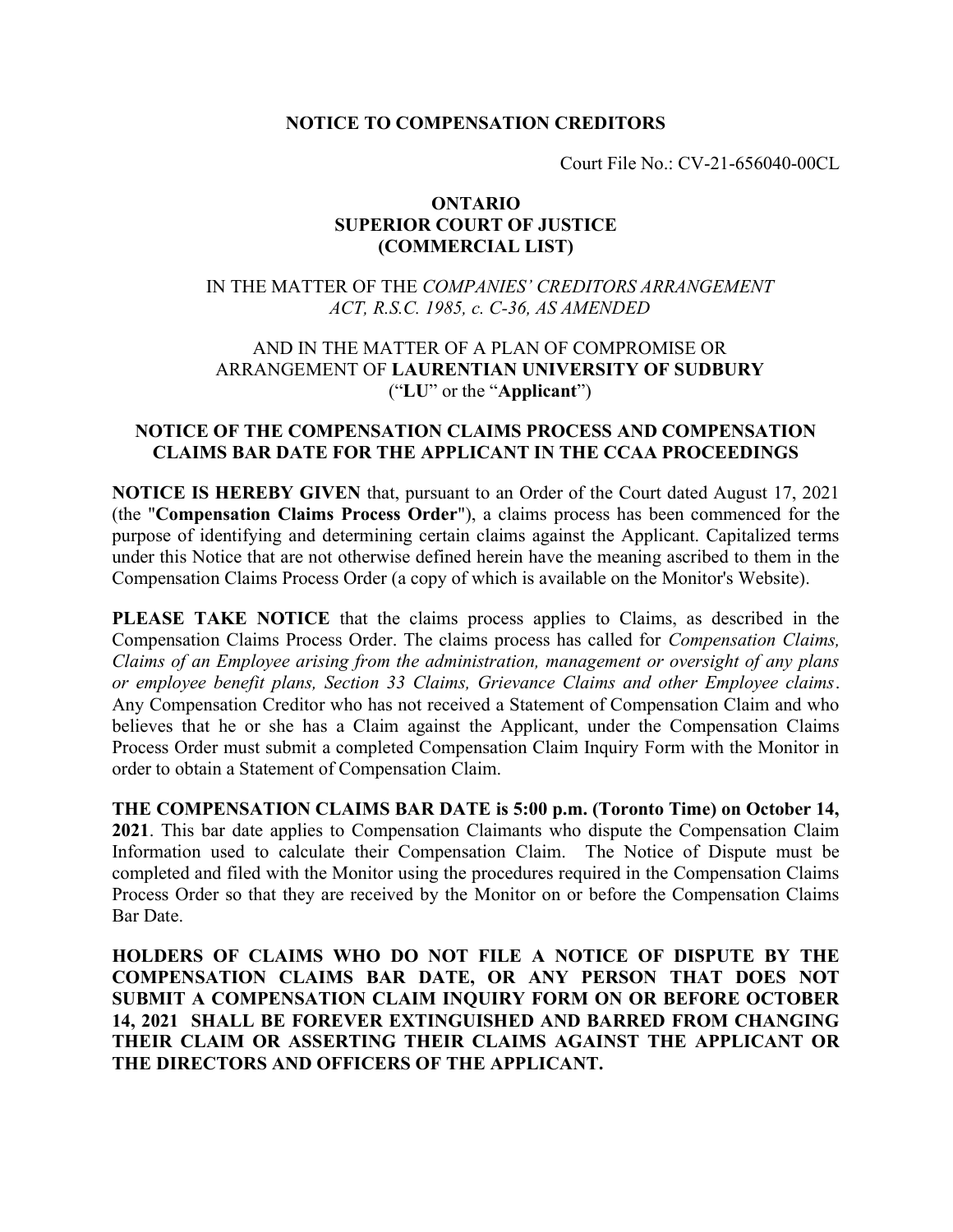**NOTICE TO COMPENSATION CREDITORS**

Court File No.: CV-21-656040-00CL

**ONTARIO**
**SUPERIOR COURT OF JUSTICE**
**(COMMERCIAL LIST)**

IN THE MATTER OF THE *COMPANIES' CREDITORS ARRANGEMENT ACT, R.S.C. 1985, c. C-36, AS AMENDED*

AND IN THE MATTER OF A PLAN OF COMPROMISE OR ARRANGEMENT OF **LAURENTIAN UNIVERSITY OF SUDBURY** ("**LU**" or the "**Applicant**")

**NOTICE OF THE COMPENSATION CLAIMS PROCESS AND COMPENSATION CLAIMS BAR DATE FOR THE APPLICANT IN THE CCAA PROCEEDINGS**

**NOTICE IS HEREBY GIVEN** that, pursuant to an Order of the Court dated August 17, 2021 (the "**Compensation Claims Process Order**"), a claims process has been commenced for the purpose of identifying and determining certain claims against the Applicant. Capitalized terms under this Notice that are not otherwise defined herein have the meaning ascribed to them in the Compensation Claims Process Order (a copy of which is available on the Monitor's Website).

**PLEASE TAKE NOTICE** that the claims process applies to Claims, as described in the Compensation Claims Process Order. The claims process has called for *Compensation Claims, Claims of an Employee arising from the administration, management or oversight of any plans or employee benefit plans, Section 33 Claims, Grievance Claims and other Employee claims*. Any Compensation Creditor who has not received a Statement of Compensation Claim and who believes that he or she has a Claim against the Applicant, under the Compensation Claims Process Order must submit a completed Compensation Claim Inquiry Form with the Monitor in order to obtain a Statement of Compensation Claim.

**THE COMPENSATION CLAIMS BAR DATE is 5:00 p.m. (Toronto Time) on October 14, 2021**. This bar date applies to Compensation Claimants who dispute the Compensation Claim Information used to calculate their Compensation Claim. The Notice of Dispute must be completed and filed with the Monitor using the procedures required in the Compensation Claims Process Order so that they are received by the Monitor on or before the Compensation Claims Bar Date.

**HOLDERS OF CLAIMS WHO DO NOT FILE A NOTICE OF DISPUTE BY THE COMPENSATION CLAIMS BAR DATE, OR ANY PERSON THAT DOES NOT SUBMIT A COMPENSATION CLAIM INQUIRY FORM ON OR BEFORE OCTOBER 14, 2021 SHALL BE FOREVER EXTINGUISHED AND BARRED FROM CHANGING THEIR CLAIM OR ASSERTING THEIR CLAIMS AGAINST THE APPLICANT OR THE DIRECTORS AND OFFICERS OF THE APPLICANT.**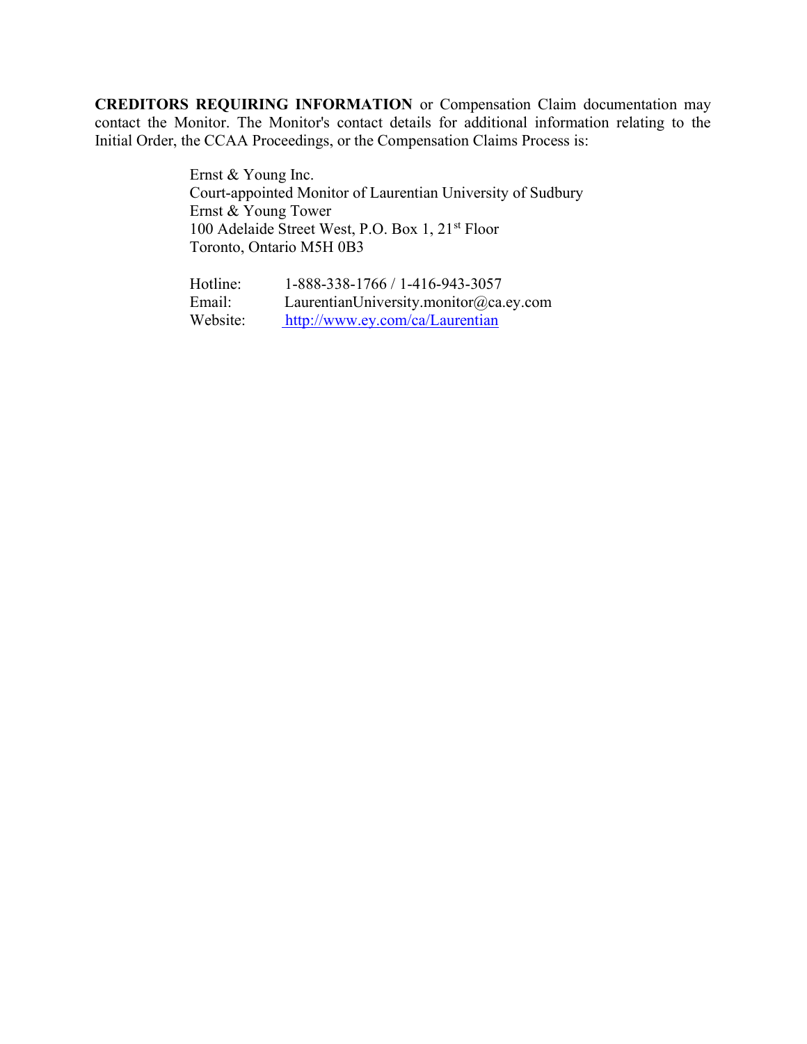**CREDITORS REQUIRING INFORMATION** or Compensation Claim documentation may contact the Monitor. The Monitor's contact details for additional information relating to the Initial Order, the CCAA Proceedings, or the Compensation Claims Process is:

Ernst & Young Inc.
Court-appointed Monitor of Laurentian University of Sudbury
Ernst & Young Tower
100 Adelaide Street West, P.O. Box 1, 21st Floor
Toronto, Ontario M5H 0B3

Hotline: 1-888-338-1766 / 1-416-943-3057
Email: LaurentianUniversity.monitor@ca.ey.com
Website: http://www.ey.com/ca/Laurentian